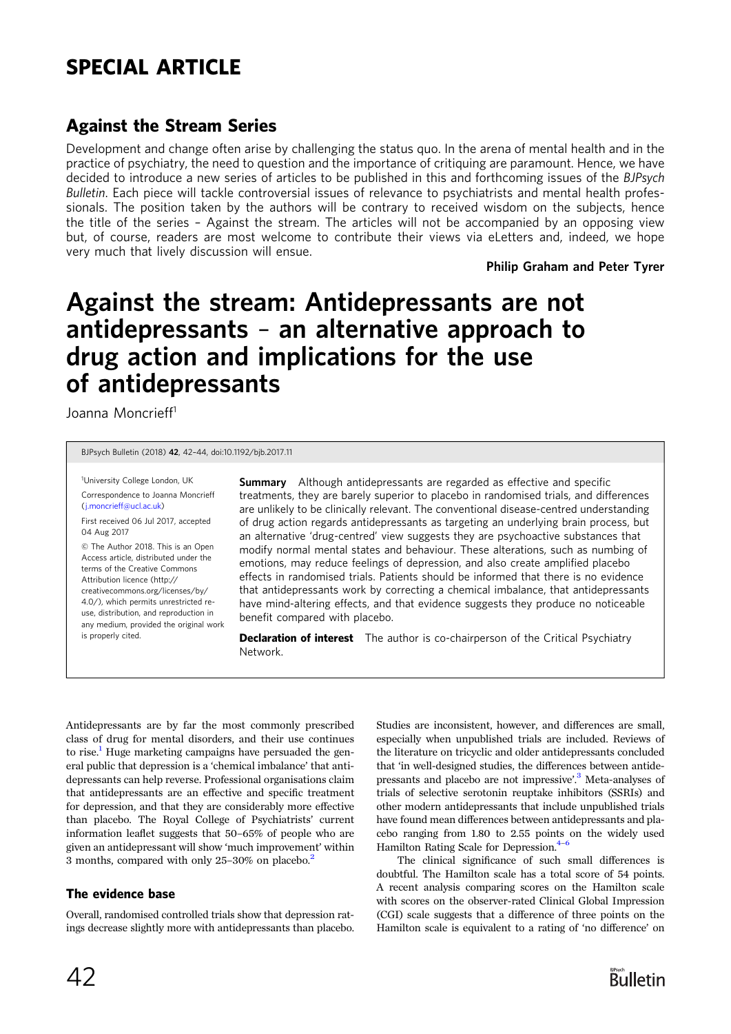# SPECIAL ARTICLE

## Against the Stream Series

Development and change often arise by challenging the status quo. In the arena of mental health and in the practice of psychiatry, the need to question and the importance of critiquing are paramount. Hence, we have decided to introduce a new series of articles to be published in this and forthcoming issues of the *BJPsych Bulletin*. Each piece will tackle controversial issues of relevance to psychiatrists and mental health professionals. The position taken by the authors will be contrary to received wisdom on the subjects, hence the title of the series – Against the stream. The articles will not be accompanied by an opposing view but, of course, readers are most welcome to contribute their views via eLetters and, indeed, we hope very much that lively discussion will ensue.

**Philip Graham and Peter Tyrer**

# Against the stream: Antidepressants are not antidepressants – an alternative approach to drug action and implications for the use of antidepressants

Joanna Moncrieff[1]

BJPsych Bulletin (2018) **42**, 42–44, doi:10.1192/bjb.2017.11

[1]University College London, UK

Correspondence to Joanna Moncrieff (j.moncrieff@ucl.ac.uk)

First received 06 Jul 2017, accepted 04 Aug 2017

© The Author 2018. This is an Open Access article, distributed under the terms of the Creative Commons Attribution licence (http://creativecommons.org/licenses/by/4.0/), which permits unrestricted re-use, distribution, and reproduction in any medium, provided the original work is properly cited.

**Summary** Although antidepressants are regarded as effective and specific treatments, they are barely superior to placebo in randomised trials, and differences are unlikely to be clinically relevant. The conventional disease-centred understanding of drug action regards antidepressants as targeting an underlying brain process, but an alternative 'drug-centred' view suggests they are psychoactive substances that modify normal mental states and behaviour. These alterations, such as numbing of emotions, may reduce feelings of depression, and also create amplified placebo effects in randomised trials. Patients should be informed that there is no evidence that antidepressants work by correcting a chemical imbalance, that antidepressants have mind-altering effects, and that evidence suggests they produce no noticeable benefit compared with placebo.

**Declaration of interest** The author is co-chairperson of the Critical Psychiatry Network.

Antidepressants are by far the most commonly prescribed class of drug for mental disorders, and their use continues to rise.[1] Huge marketing campaigns have persuaded the general public that depression is a 'chemical imbalance' that antidepressants can help reverse. Professional organisations claim that antidepressants are an effective and specific treatment for depression, and that they are considerably more effective than placebo. The Royal College of Psychiatrists' current information leaflet suggests that 50–65% of people who are given an antidepressant will show 'much improvement' within 3 months, compared with only 25–30% on placebo.[2]

### The evidence base

Overall, randomised controlled trials show that depression ratings decrease slightly more with antidepressants than placebo. Studies are inconsistent, however, and differences are small, especially when unpublished trials are included. Reviews of the literature on tricyclic and older antidepressants concluded that 'in well-designed studies, the differences between antidepressants and placebo are not impressive'.[3] Meta-analyses of trials of selective serotonin reuptake inhibitors (SSRIs) and other modern antidepressants that include unpublished trials have found mean differences between antidepressants and placebo ranging from 1.80 to 2.55 points on the widely used Hamilton Rating Scale for Depression.[4–6]

The clinical significance of such small differences is doubtful. The Hamilton scale has a total score of 54 points. A recent analysis comparing scores on the Hamilton scale with scores on the observer-rated Clinical Global Impression (CGI) scale suggests that a difference of three points on the Hamilton scale is equivalent to a rating of 'no difference' on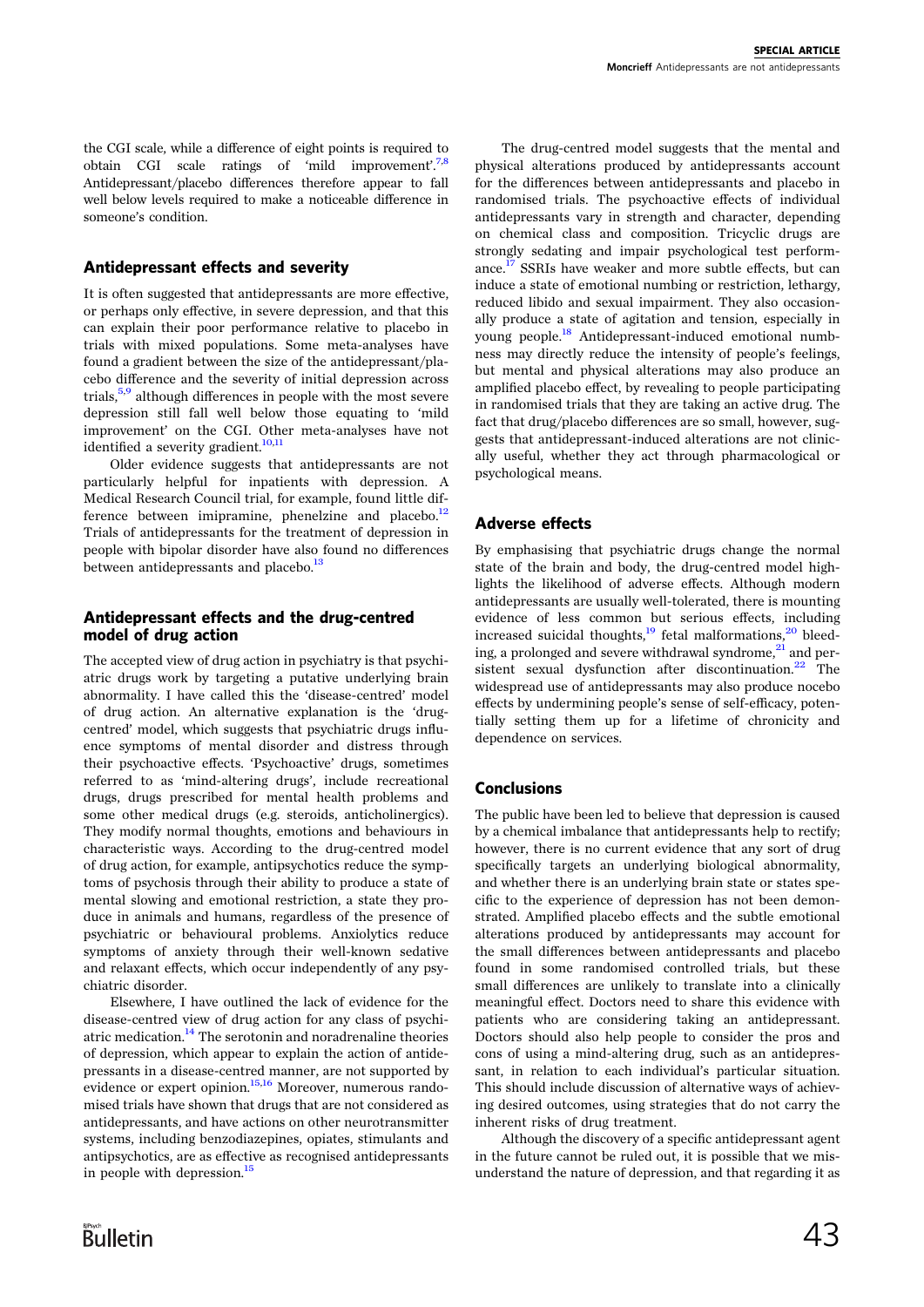the CGI scale, while a difference of eight points is required to obtain CGI scale ratings of 'mild improvement'.[7,8] Antidepressant/placebo differences therefore appear to fall well below levels required to make a noticeable difference in someone's condition.

## Antidepressant effects and severity

It is often suggested that antidepressants are more effective, or perhaps only effective, in severe depression, and that this can explain their poor performance relative to placebo in trials with mixed populations. Some meta-analyses have found a gradient between the size of the antidepressant/placebo difference and the severity of initial depression across trials,[5,9] although differences in people with the most severe depression still fall well below those equating to 'mild improvement' on the CGI. Other meta-analyses have not identified a severity gradient.[10,11]

Older evidence suggests that antidepressants are not particularly helpful for inpatients with depression. A Medical Research Council trial, for example, found little difference between imipramine, phenelzine and placebo.[12] Trials of antidepressants for the treatment of depression in people with bipolar disorder have also found no differences between antidepressants and placebo.[13]

## Antidepressant effects and the drug-centred model of drug action

The accepted view of drug action in psychiatry is that psychiatric drugs work by targeting a putative underlying brain abnormality. I have called this the 'disease-centred' model of drug action. An alternative explanation is the 'drug-centred' model, which suggests that psychiatric drugs influence symptoms of mental disorder and distress through their psychoactive effects. 'Psychoactive' drugs, sometimes referred to as 'mind-altering drugs', include recreational drugs, drugs prescribed for mental health problems and some other medical drugs (e.g. steroids, anticholinergics). They modify normal thoughts, emotions and behaviours in characteristic ways. According to the drug-centred model of drug action, for example, antipsychotics reduce the symptoms of psychosis through their ability to produce a state of mental slowing and emotional restriction, a state they produce in animals and humans, regardless of the presence of psychiatric or behavioural problems. Anxiolytics reduce symptoms of anxiety through their well-known sedative and relaxant effects, which occur independently of any psychiatric disorder.

Elsewhere, I have outlined the lack of evidence for the disease-centred view of drug action for any class of psychiatric medication.[14] The serotonin and noradrenaline theories of depression, which appear to explain the action of antidepressants in a disease-centred manner, are not supported by evidence or expert opinion.[15,16] Moreover, numerous randomised trials have shown that drugs that are not considered as antidepressants, and have actions on other neurotransmitter systems, including benzodiazepines, opiates, stimulants and antipsychotics, are as effective as recognised antidepressants in people with depression.[15]

The drug-centred model suggests that the mental and physical alterations produced by antidepressants account for the differences between antidepressants and placebo in randomised trials. The psychoactive effects of individual antidepressants vary in strength and character, depending on chemical class and composition. Tricyclic drugs are strongly sedating and impair psychological test performance.[17] SSRIs have weaker and more subtle effects, but can induce a state of emotional numbing or restriction, lethargy, reduced libido and sexual impairment. They also occasionally produce a state of agitation and tension, especially in young people.[18] Antidepressant-induced emotional numbness may directly reduce the intensity of people's feelings, but mental and physical alterations may also produce an amplified placebo effect, by revealing to people participating in randomised trials that they are taking an active drug. The fact that drug/placebo differences are so small, however, suggests that antidepressant-induced alterations are not clinically useful, whether they act through pharmacological or psychological means.

## Adverse effects

By emphasising that psychiatric drugs change the normal state of the brain and body, the drug-centred model highlights the likelihood of adverse effects. Although modern antidepressants are usually well-tolerated, there is mounting evidence of less common but serious effects, including increased suicidal thoughts,[19] fetal malformations,[20] bleeding, a prolonged and severe withdrawal syndrome,[21] and persistent sexual dysfunction after discontinuation.[22] The widespread use of antidepressants may also produce nocebo effects by undermining people's sense of self-efficacy, potentially setting them up for a lifetime of chronicity and dependence on services.

## Conclusions

The public have been led to believe that depression is caused by a chemical imbalance that antidepressants help to rectify; however, there is no current evidence that any sort of drug specifically targets an underlying biological abnormality, and whether there is an underlying brain state or states specific to the experience of depression has not been demonstrated. Amplified placebo effects and the subtle emotional alterations produced by antidepressants may account for the small differences between antidepressants and placebo found in some randomised controlled trials, but these small differences are unlikely to translate into a clinically meaningful effect. Doctors need to share this evidence with patients who are considering taking an antidepressant. Doctors should also help people to consider the pros and cons of using a mind-altering drug, such as an antidepressant, in relation to each individual's particular situation. This should include discussion of alternative ways of achieving desired outcomes, using strategies that do not carry the inherent risks of drug treatment.

Although the discovery of a specific antidepressant agent in the future cannot be ruled out, it is possible that we misunderstand the nature of depression, and that regarding it as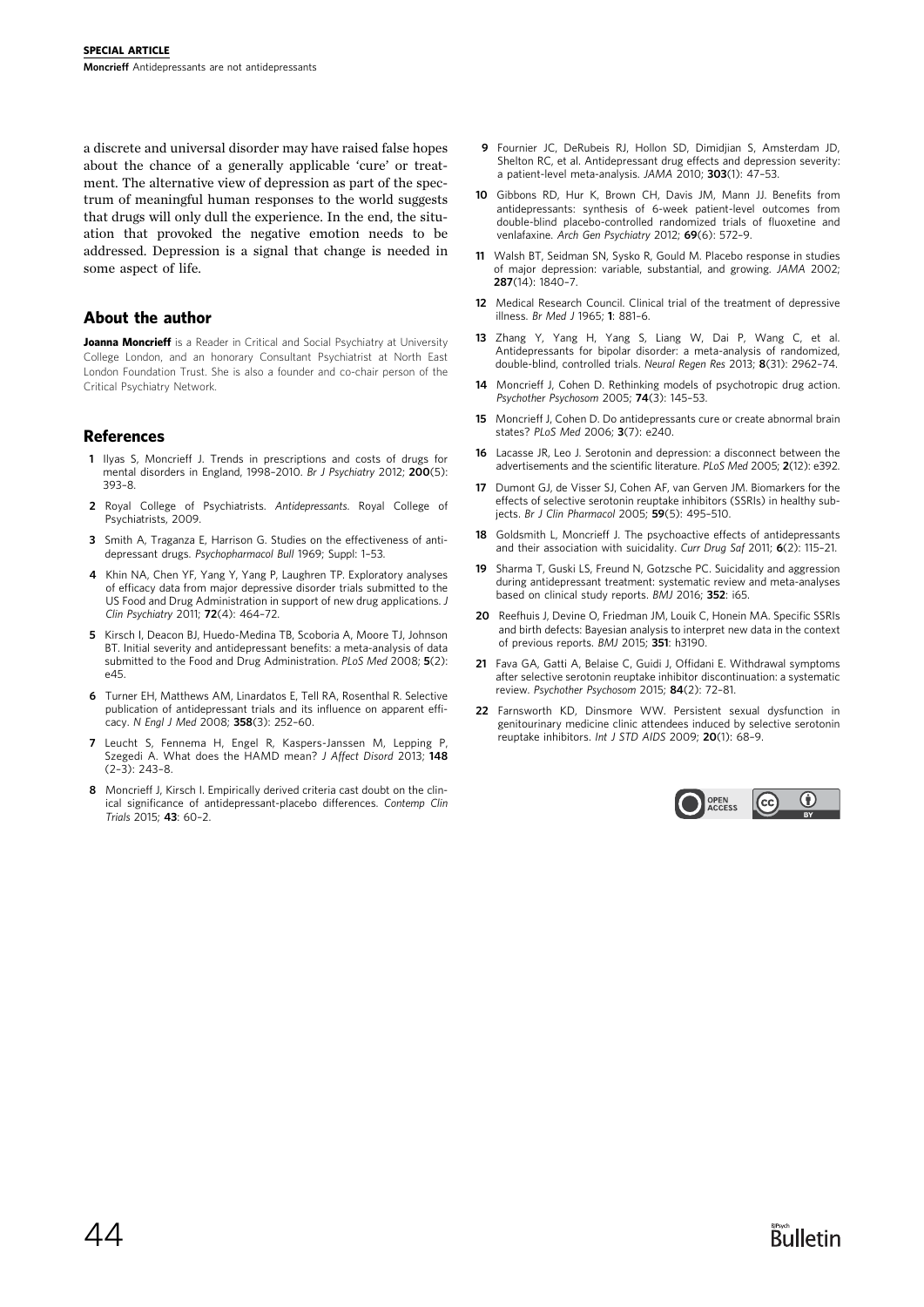a discrete and universal disorder may have raised false hopes about the chance of a generally applicable 'cure' or treatment. The alternative view of depression as part of the spectrum of meaningful human responses to the world suggests that drugs will only dull the experience. In the end, the situation that provoked the negative emotion needs to be addressed. Depression is a signal that change is needed in some aspect of life.

## About the author

**Joanna Moncrieff** is a Reader in Critical and Social Psychiatry at University College London, and an honorary Consultant Psychiatrist at North East London Foundation Trust. She is also a founder and co-chair person of the Critical Psychiatry Network.

## References

1. Ilyas S, Moncrieff J. Trends in prescriptions and costs of drugs for mental disorders in England, 1998–2010. *Br J Psychiatry* 2012; **200**(5): 393–8.
2. Royal College of Psychiatrists. *Antidepressants*. Royal College of Psychiatrists, 2009.
3. Smith A, Traganza E, Harrison G. Studies on the effectiveness of antidepressant drugs. *Psychopharmacol Bull* 1969; Suppl: 1–53.
4. Khin NA, Chen YF, Yang Y, Yang P, Laughren TP. Exploratory analyses of efficacy data from major depressive disorder trials submitted to the US Food and Drug Administration in support of new drug applications. *J Clin Psychiatry* 2011; **72**(4): 464–72.
5. Kirsch I, Deacon BJ, Huedo-Medina TB, Scoboria A, Moore TJ, Johnson BT. Initial severity and antidepressant benefits: a meta-analysis of data submitted to the Food and Drug Administration. *PLoS Med* 2008; **5**(2): e45.
6. Turner EH, Matthews AM, Linardatos E, Tell RA, Rosenthal R. Selective publication of antidepressant trials and its influence on apparent efficacy. *N Engl J Med* 2008; **358**(3): 252–60.
7. Leucht S, Fennema H, Engel R, Kaspers-Janssen M, Lepping P, Szegedi A. What does the HAMD mean? *J Affect Disord* 2013; **148** (2–3): 243–8.
8. Moncrieff J, Kirsch I. Empirically derived criteria cast doubt on the clinical significance of antidepressant-placebo differences. *Contemp Clin Trials* 2015; **43**: 60–2.
9. Fournier JC, DeRubeis RJ, Hollon SD, Dimidjian S, Amsterdam JD, Shelton RC, et al. Antidepressant drug effects and depression severity: a patient-level meta-analysis. *JAMA* 2010; **303**(1): 47–53.
10. Gibbons RD, Hur K, Brown CH, Davis JM, Mann JJ. Benefits from antidepressants: synthesis of 6-week patient-level outcomes from double-blind placebo-controlled randomized trials of fluoxetine and venlafaxine. *Arch Gen Psychiatry* 2012; **69**(6): 572–9.
11. Walsh BT, Seidman SN, Sysko R, Gould M. Placebo response in studies of major depression: variable, substantial, and growing. *JAMA* 2002; **287**(14): 1840–7.
12. Medical Research Council. Clinical trial of the treatment of depressive illness. *Br Med J* 1965; **1**: 881–6.
13. Zhang Y, Yang H, Yang S, Liang W, Dai P, Wang C, et al. Antidepressants for bipolar disorder: a meta-analysis of randomized, double-blind, controlled trials. *Neural Regen Res* 2013; **8**(31): 2962–74.
14. Moncrieff J, Cohen D. Rethinking models of psychotropic drug action. *Psychother Psychosom* 2005; **74**(3): 145–53.
15. Moncrieff J, Cohen D. Do antidepressants cure or create abnormal brain states? *PLoS Med* 2006; **3**(7): e240.
16. Lacasse JR, Leo J. Serotonin and depression: a disconnect between the advertisements and the scientific literature. *PLoS Med* 2005; **2**(12): e392.
17. Dumont GJ, de Visser SJ, Cohen AF, van Gerven JM. Biomarkers for the effects of selective serotonin reuptake inhibitors (SSRIs) in healthy subjects. *Br J Clin Pharmacol* 2005; **59**(5): 495–510.
18. Goldsmith L, Moncrieff J. The psychoactive effects of antidepressants and their association with suicidality. *Curr Drug Saf* 2011; **6**(2): 115–21.
19. Sharma T, Guski LS, Freund N, Gotzsche PC. Suicidality and aggression during antidepressant treatment: systematic review and meta-analyses based on clinical study reports. *BMJ* 2016; **352**: i65.
20. Reefhuis J, Devine O, Friedman JM, Louik C, Honein MA. Specific SSRIs and birth defects: Bayesian analysis to interpret new data in the context of previous reports. *BMJ* 2015; **351**: h3190.
21. Fava GA, Gatti A, Belaise C, Guidi J, Offidani E. Withdrawal symptoms after selective serotonin reuptake inhibitor discontinuation: a systematic review. *Psychother Psychosom* 2015; **84**(2): 72–81.
22. Farnsworth KD, Dinsmore WW. Persistent sexual dysfunction in genitourinary medicine clinic attendees induced by selective serotonin reuptake inhibitors. *Int J STD AIDS* 2009; **20**(1): 68–9.